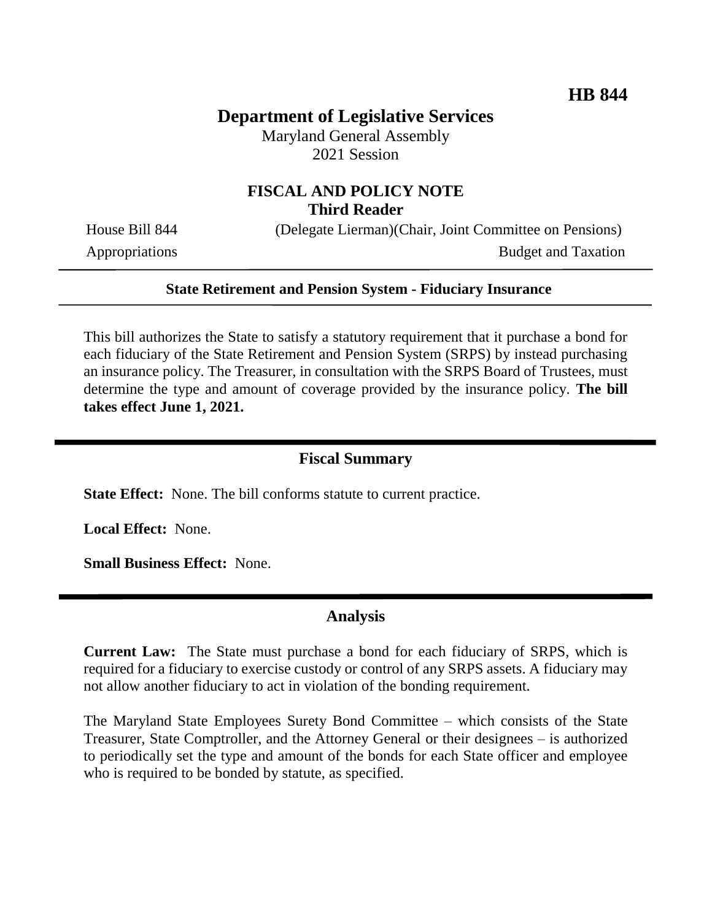**HB 844**

# Department of Legislative Services

Maryland General Assembly
2021 Session

## FISCAL AND POLICY NOTE
**Third Reader**

House Bill 844 (Delegate Lierman)(Chair, Joint Committee on Pensions)
Appropriations Budget and Taxation

---

**State Retirement and Pension System - Fiduciary Insurance**

---

This bill authorizes the State to satisfy a statutory requirement that it purchase a bond for each fiduciary of the State Retirement and Pension System (SRPS) by instead purchasing an insurance policy. The Treasurer, in consultation with the SRPS Board of Trustees, must determine the type and amount of coverage provided by the insurance policy. **The bill takes effect June 1, 2021.**

## Fiscal Summary

**State Effect:** None. The bill conforms statute to current practice.

**Local Effect:** None.

**Small Business Effect:** None.

## Analysis

**Current Law:** The State must purchase a bond for each fiduciary of SRPS, which is required for a fiduciary to exercise custody or control of any SRPS assets. A fiduciary may not allow another fiduciary to act in violation of the bonding requirement.

The Maryland State Employees Surety Bond Committee – which consists of the State Treasurer, State Comptroller, and the Attorney General or their designees – is authorized to periodically set the type and amount of the bonds for each State officer and employee who is required to be bonded by statute, as specified.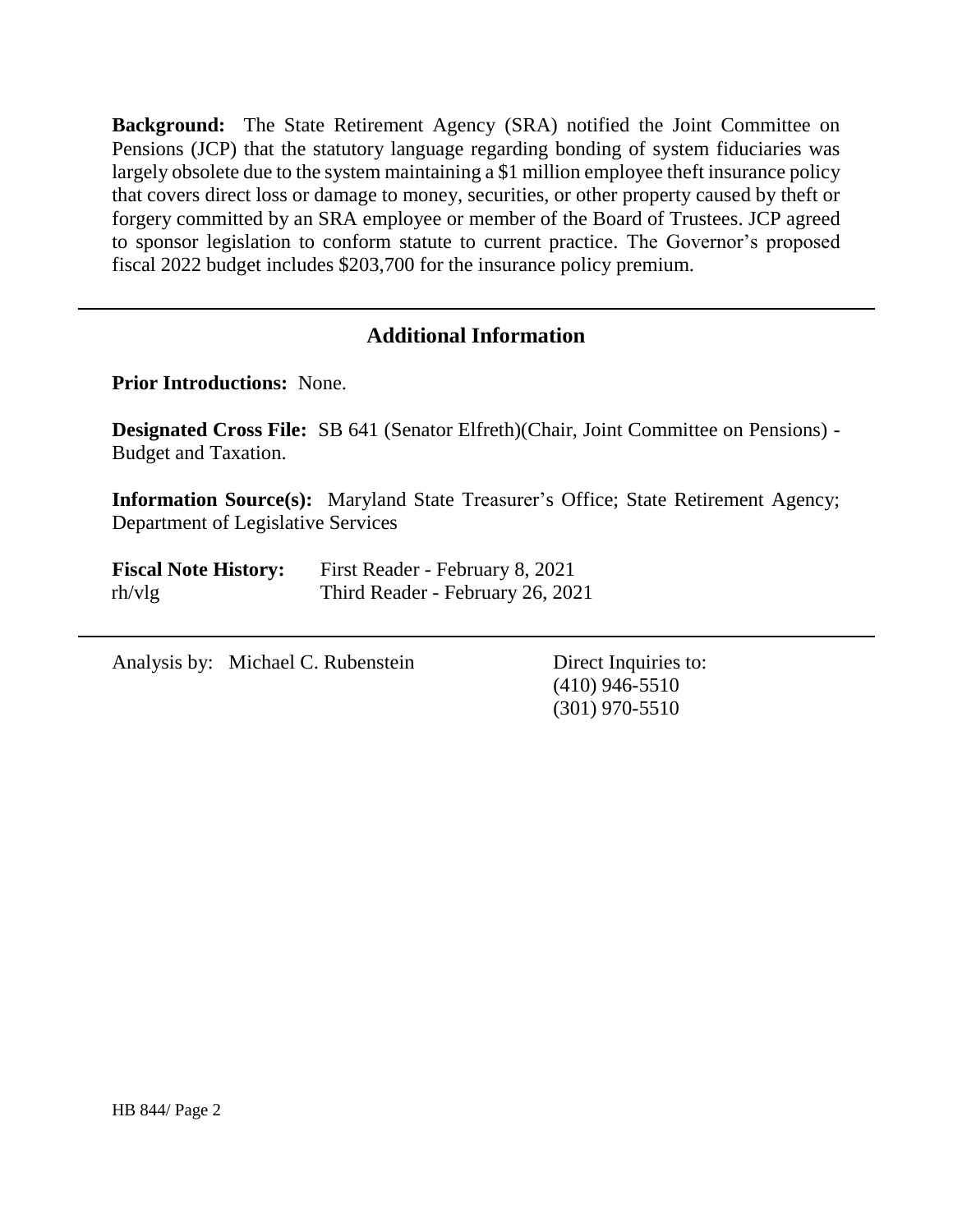**Background:** The State Retirement Agency (SRA) notified the Joint Committee on Pensions (JCP) that the statutory language regarding bonding of system fiduciaries was largely obsolete due to the system maintaining a $1 million employee theft insurance policy that covers direct loss or damage to money, securities, or other property caused by theft or forgery committed by an SRA employee or member of the Board of Trustees. JCP agreed to sponsor legislation to conform statute to current practice. The Governor's proposed fiscal 2022 budget includes $203,700 for the insurance policy premium.

## Additional Information

**Prior Introductions:** None.

**Designated Cross File:** SB 641 (Senator Elfreth)(Chair, Joint Committee on Pensions) - Budget and Taxation.

**Information Source(s):** Maryland State Treasurer's Office; State Retirement Agency; Department of Legislative Services

| | |
|---|---|
| **Fiscal Note History:** | First Reader - February 8, 2021 |
| rh/vlg | Third Reader - February 26, 2021 |

Analysis by: Michael C. Rubenstein

Direct Inquiries to:
(410) 946-5510
(301) 970-5510